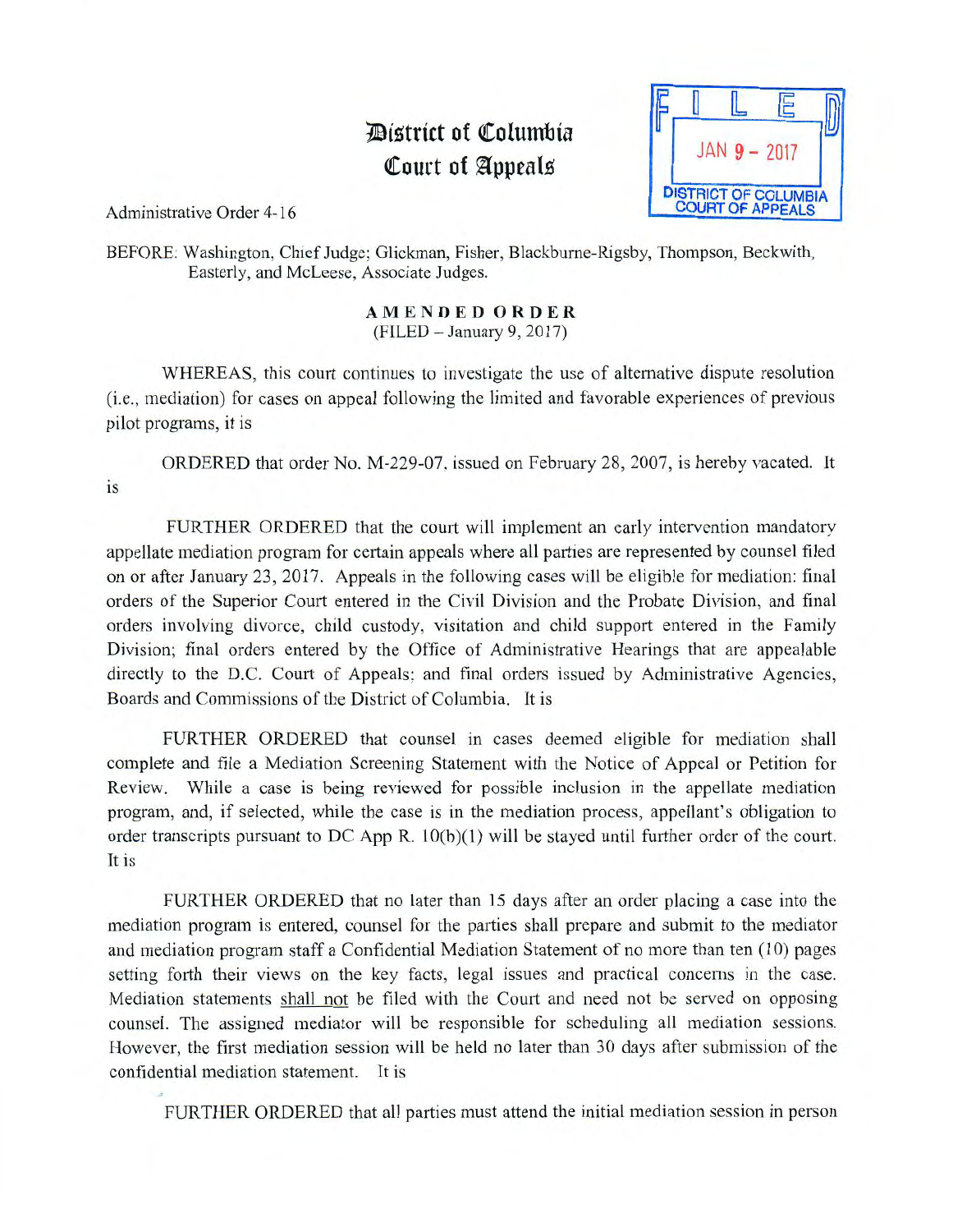# District of Columbia Court of Appeals

FILED
JAN 9 - 2017
DISTRICT OF COLUMBIA COURT OF APPEALS

Administrative Order 4-16

BEFORE: Washington, Chief Judge; Glickman, Fisher, Blackburne-Rigsby, Thompson, Beckwith, Easterly, and McLeese, Associate Judges.

**AMENDED ORDER**
(FILED – January 9, 2017)

WHEREAS, this court continues to investigate the use of alternative dispute resolution (i.e., mediation) for cases on appeal following the limited and favorable experiences of previous pilot programs, it is

ORDERED that order No. M-229-07, issued on February 28, 2007, is hereby vacated. It is

FURTHER ORDERED that the court will implement an early intervention mandatory appellate mediation program for certain appeals where all parties are represented by counsel filed on or after January 23, 2017. Appeals in the following cases will be eligible for mediation: final orders of the Superior Court entered in the Civil Division and the Probate Division, and final orders involving divorce, child custody, visitation and child support entered in the Family Division; final orders entered by the Office of Administrative Hearings that are appealable directly to the D.C. Court of Appeals; and final orders issued by Administrative Agencies, Boards and Commissions of the District of Columbia. It is

FURTHER ORDERED that counsel in cases deemed eligible for mediation shall complete and file a Mediation Screening Statement with the Notice of Appeal or Petition for Review. While a case is being reviewed for possible inclusion in the appellate mediation program, and, if selected, while the case is in the mediation process, appellant's obligation to order transcripts pursuant to DC App R. 10(b)(1) will be stayed until further order of the court. It is

FURTHER ORDERED that no later than 15 days after an order placing a case into the mediation program is entered, counsel for the parties shall prepare and submit to the mediator and mediation program staff a Confidential Mediation Statement of no more than ten (10) pages setting forth their views on the key facts, legal issues and practical concerns in the case. Mediation statements shall not be filed with the Court and need not be served on opposing counsel. The assigned mediator will be responsible for scheduling all mediation sessions. However, the first mediation session will be held no later than 30 days after submission of the confidential mediation statement. It is

FURTHER ORDERED that all parties must attend the initial mediation session in person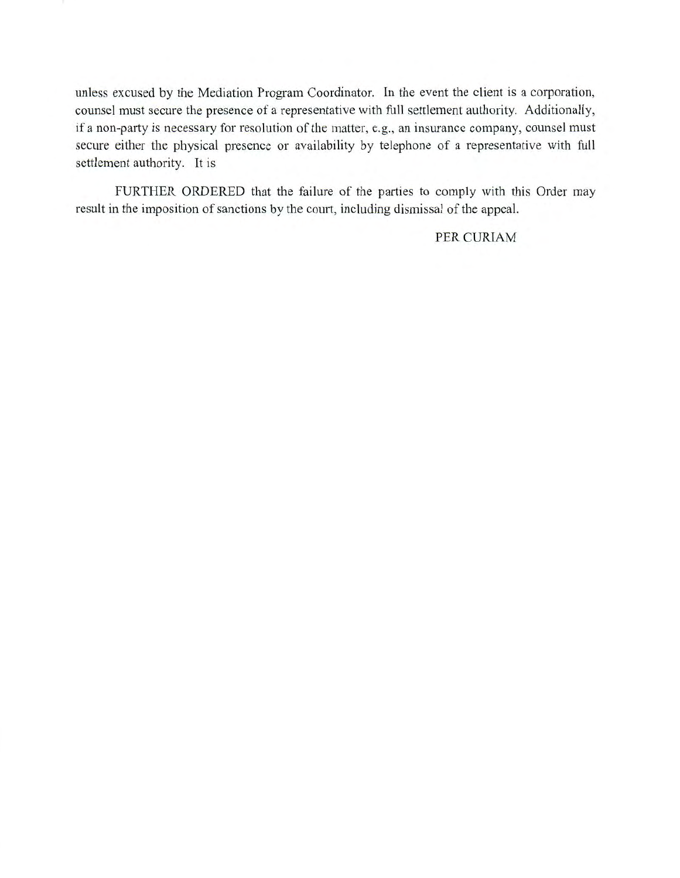unless excused by the Mediation Program Coordinator. In the event the client is a corporation, counsel must secure the presence of a representative with full settlement authority. Additionally, if a non-party is necessary for resolution of the matter, e.g., an insurance company, counsel must secure either the physical presence or availability by telephone of a representative with full settlement authority. It is

FURTHER ORDERED that the failure of the parties to comply with this Order may result in the imposition of sanctions by the court, including dismissal of the appeal.

PER CURIAM